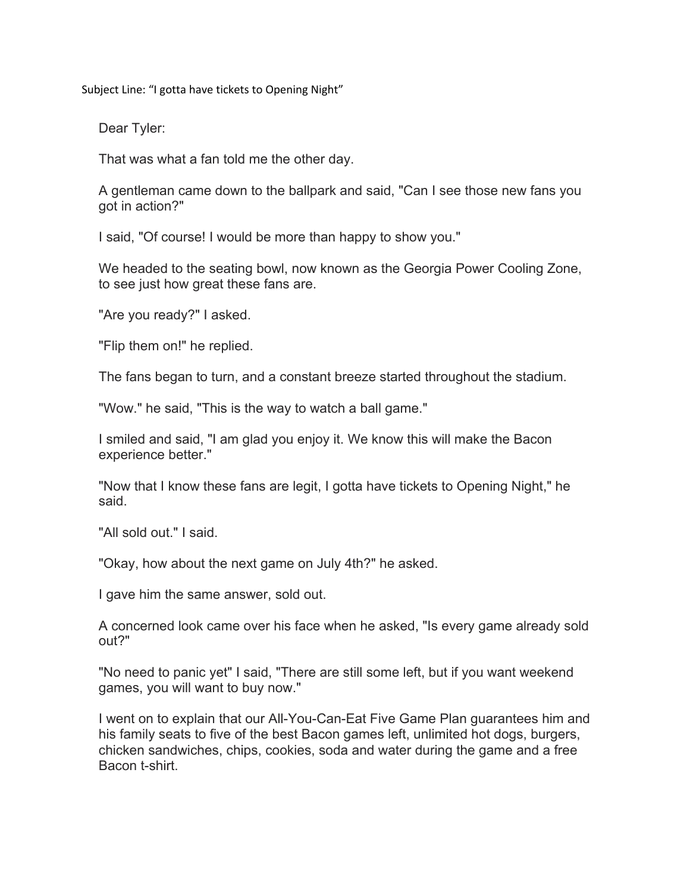Subject Line: “I gotta have tickets to Opening Night”

Dear Tyler:

That was what a fan told me the other day.

A gentleman came down to the ballpark and said, "Can I see those new fans you got in action?"

I said, "Of course! I would be more than happy to show you."

We headed to the seating bowl, now known as the Georgia Power Cooling Zone, to see just how great these fans are.

"Are you ready?" I asked.

"Flip them on!" he replied.

The fans began to turn, and a constant breeze started throughout the stadium.

"Wow." he said, "This is the way to watch a ball game."

I smiled and said, "I am glad you enjoy it. We know this will make the Bacon experience better."

"Now that I know these fans are legit, I gotta have tickets to Opening Night," he said.

"All sold out." I said.

"Okay, how about the next game on July 4th?" he asked.

I gave him the same answer, sold out.

A concerned look came over his face when he asked, "Is every game already sold out?"

"No need to panic yet" I said, "There are still some left, but if you want weekend games, you will want to buy now."

I went on to explain that our All-You-Can-Eat Five Game Plan guarantees him and his family seats to five of the best Bacon games left, unlimited hot dogs, burgers, chicken sandwiches, chips, cookies, soda and water during the game and a free Bacon t-shirt.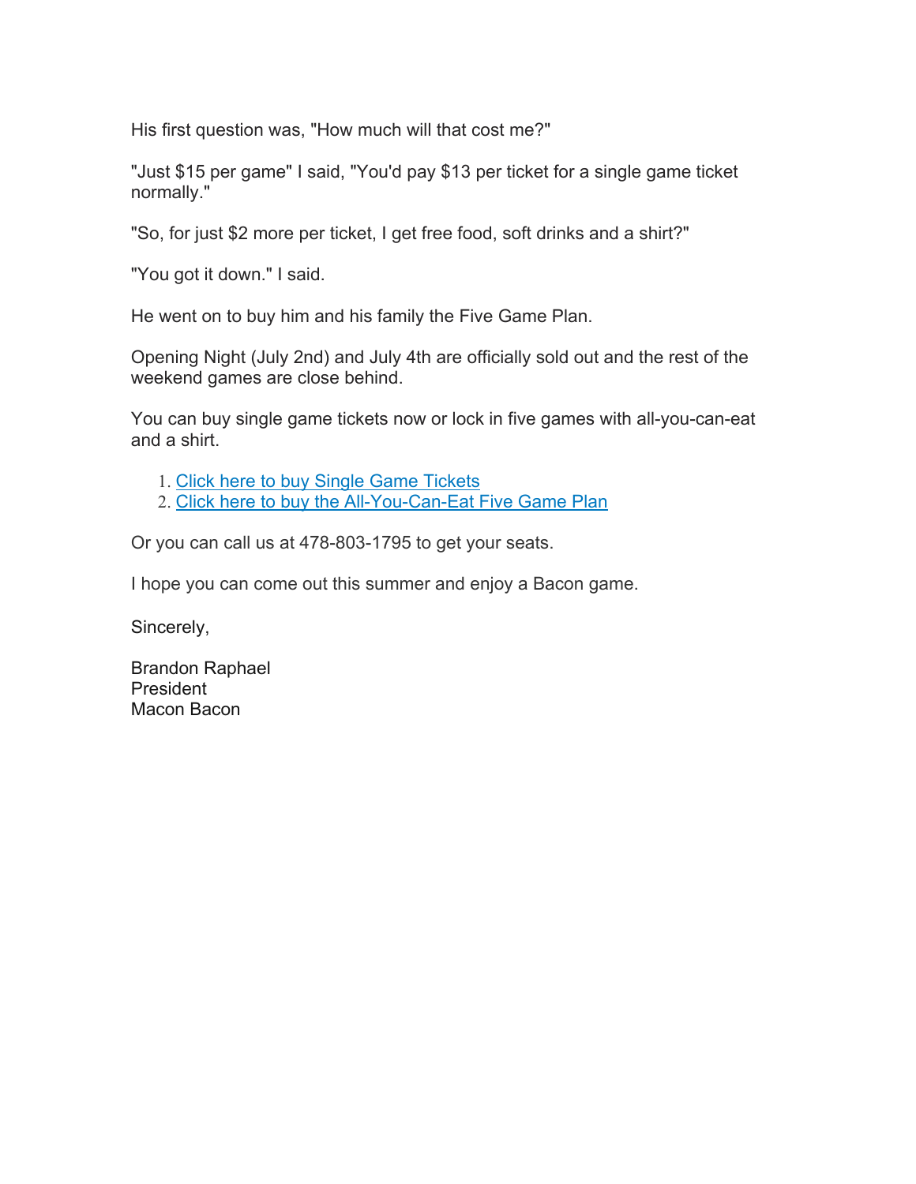His first question was, "How much will that cost me?"

"Just $15 per game" I said, "You'd pay $13 per ticket for a single game ticket normally."

"So, for just $2 more per ticket, I get free food, soft drinks and a shirt?"

"You got it down." I said.

He went on to buy him and his family the Five Game Plan.

Opening Night (July 2nd) and July 4th are officially sold out and the rest of the weekend games are close behind.

You can buy single game tickets now or lock in five games with all-you-can-eat and a shirt.

1. Click here to buy Single Game Tickets
2. Click here to buy the All-You-Can-Eat Five Game Plan

Or you can call us at 478-803-1795 to get your seats.

I hope you can come out this summer and enjoy a Bacon game.

Sincerely,

Brandon Raphael  
President  
Macon Bacon